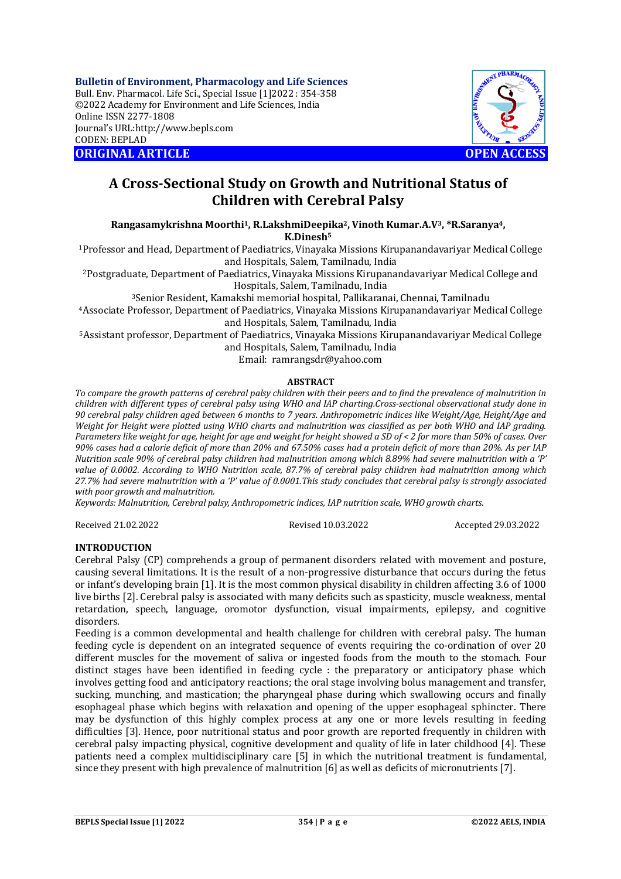**Bulletin of Environment, Pharmacology and Life Sciences**
Bull. Env. Pharmacol. Life Sci., Special Issue [1]2022 : 354-358
©2022 Academy for Environment and Life Sciences, India
Online ISSN 2277-1808
Journal's URL:http://www.bepls.com
CODEN: BEPLAD

**ORIGINAL ARTICLE** **OPEN ACCESS**

# A Cross-Sectional Study on Growth and Nutritional Status of Children with Cerebral Palsy

**Rangasamykrishna Moorthi[1], R.LakshmiDeepika[2], Vinoth Kumar.A.V[3], *R.Saranya[4], K.Dinesh[5]**

[1]Professor and Head, Department of Paediatrics, Vinayaka Missions Kirupanandavariyar Medical College and Hospitals, Salem, Tamilnadu, India
[2]Postgraduate, Department of Paediatrics, Vinayaka Missions Kirupanandavariyar Medical College and Hospitals, Salem, Tamilnadu, India
[3]Senior Resident, Kamakshi memorial hospital, Pallikaranai, Chennai, Tamilnadu
[4]Associate Professor, Department of Paediatrics, Vinayaka Missions Kirupanandavariyar Medical College and Hospitals, Salem, Tamilnadu, India
[5]Assistant professor, Department of Paediatrics, Vinayaka Missions Kirupanandavariyar Medical College and Hospitals, Salem, Tamilnadu, India
Email: ramrangsdr@yahoo.com

## ABSTRACT

*To compare the growth patterns of cerebral palsy children with their peers and to find the prevalence of malnutrition in children with different types of cerebral palsy using WHO and IAP charting.Cross-sectional observational study done in 90 cerebral palsy children aged between 6 months to 7 years. Anthropometric indices like Weight/Age, Height/Age and Weight for Height were plotted using WHO charts and malnutrition was classified as per both WHO and IAP grading. Parameters like weight for age, height for age and weight for height showed a SD of < 2 for more than 50% of cases. Over 90% cases had a calorie deficit of more than 20% and 67.50% cases had a protein deficit of more than 20%. As per IAP Nutrition scale 90% of cerebral palsy children had malnutrition among which 8.89% had severe malnutrition with a 'P' value of 0.0002. According to WHO Nutrition scale, 87.7% of cerebral palsy children had malnutrition among which 27.7% had severe malnutrition with a 'P' value of 0.0001.This study concludes that cerebral palsy is strongly associated with poor growth and malnutrition.*

*Keywords: Malnutrition, Cerebral palsy, Anthropometric indices, IAP nutrition scale, WHO growth charts.*

Received 21.02.2022 Revised 10.03.2022 Accepted 29.03.2022

## INTRODUCTION

Cerebral Palsy (CP) comprehends a group of permanent disorders related with movement and posture, causing several limitations. It is the result of a non-progressive disturbance that occurs during the fetus or infant's developing brain [1]. It is the most common physical disability in children affecting 3.6 of 1000 live births [2]. Cerebral palsy is associated with many deficits such as spasticity, muscle weakness, mental retardation, speech, language, oromotor dysfunction, visual impairments, epilepsy, and cognitive disorders.

Feeding is a common developmental and health challenge for children with cerebral palsy. The human feeding cycle is dependent on an integrated sequence of events requiring the co-ordination of over 20 different muscles for the movement of saliva or ingested foods from the mouth to the stomach. Four distinct stages have been identified in feeding cycle : the preparatory or anticipatory phase which involves getting food and anticipatory reactions; the oral stage involving bolus management and transfer, sucking, munching, and mastication; the pharyngeal phase during which swallowing occurs and finally esophageal phase which begins with relaxation and opening of the upper esophageal sphincter. There may be dysfunction of this highly complex process at any one or more levels resulting in feeding difficulties [3]. Hence, poor nutritional status and poor growth are reported frequently in children with cerebral palsy impacting physical, cognitive development and quality of life in later childhood [4]. These patients need a complex multidisciplinary care [5] in which the nutritional treatment is fundamental, since they present with high prevalence of malnutrition [6] as well as deficits of micronutrients [7].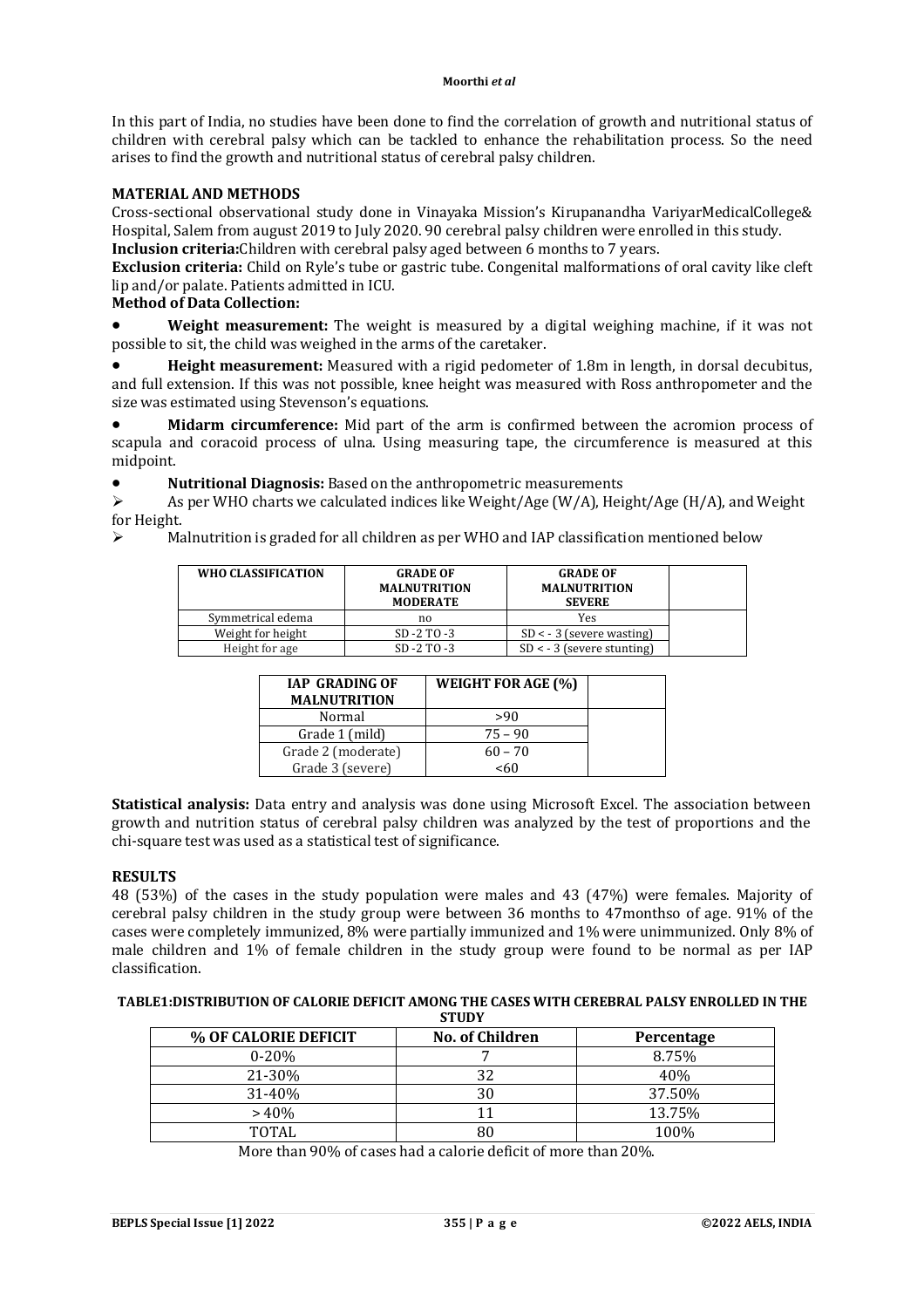In this part of India, no studies have been done to find the correlation of growth and nutritional status of children with cerebral palsy which can be tackled to enhance the rehabilitation process. So the need arises to find the growth and nutritional status of cerebral palsy children.

## MATERIAL AND METHODS

Cross-sectional observational study done in Vinayaka Mission's Kirupanandha VariyarMedicalCollege& Hospital, Salem from august 2019 to July 2020. 90 cerebral palsy children were enrolled in this study.

**Inclusion criteria:**Children with cerebral palsy aged between 6 months to 7 years.

**Exclusion criteria:** Child on Ryle's tube or gastric tube. Congenital malformations of oral cavity like cleft lip and/or palate. Patients admitted in ICU.

**Method of Data Collection:**

- **Weight measurement:** The weight is measured by a digital weighing machine, if it was not possible to sit, the child was weighed in the arms of the caretaker.
- **Height measurement:** Measured with a rigid pedometer of 1.8m in length, in dorsal decubitus, and full extension. If this was not possible, knee height was measured with Ross anthropometer and the size was estimated using Stevenson's equations.
- **Midarm circumference:** Mid part of the arm is confirmed between the acromion process of scapula and coracoid process of ulna. Using measuring tape, the circumference is measured at this midpoint.
- **Nutritional Diagnosis:** Based on the anthropometric measurements
  - As per WHO charts we calculated indices like Weight/Age (W/A), Height/Age (H/A), and Weight for Height.
  - Malnutrition is graded for all children as per WHO and IAP classification mentioned below

| WHO CLASSIFICATION | GRADE OF MALNUTRITION MODERATE | GRADE OF MALNUTRITION SEVERE | |
|---|---|---|---|
| Symmetrical edema | no | Yes | |
| Weight for height | SD -2 TO -3 | SD < - 3 (severe wasting) | |
| Height for age | SD -2 TO -3 | SD < - 3 (severe stunting) | |

| IAP GRADING OF MALNUTRITION | WEIGHT FOR AGE (%) | |
|---|---|---|
| Normal | >90 | |
| Grade 1 (mild) | 75 – 90 | |
| Grade 2 (moderate) | 60 – 70 | |
| Grade 3 (severe) | <60 | |

**Statistical analysis:** Data entry and analysis was done using Microsoft Excel. The association between growth and nutrition status of cerebral palsy children was analyzed by the test of proportions and the chi-square test was used as a statistical test of significance.

## RESULTS

48 (53%) of the cases in the study population were males and 43 (47%) were females. Majority of cerebral palsy children in the study group were between 36 months to 47monthso of age. 91% of the cases were completely immunized, 8% were partially immunized and 1% were unimmunized. Only 8% of male children and 1% of female children in the study group were found to be normal as per IAP classification.

**TABLE1:DISTRIBUTION OF CALORIE DEFICIT AMONG THE CASES WITH CEREBRAL PALSY ENROLLED IN THE STUDY**

| % OF CALORIE DEFICIT | No. of Children | Percentage |
|---|---|---|
| 0-20% | 7 | 8.75% |
| 21-30% | 32 | 40% |
| 31-40% | 30 | 37.50% |
| > 40% | 11 | 13.75% |
| TOTAL | 80 | 100% |

More than 90% of cases had a calorie deficit of more than 20%.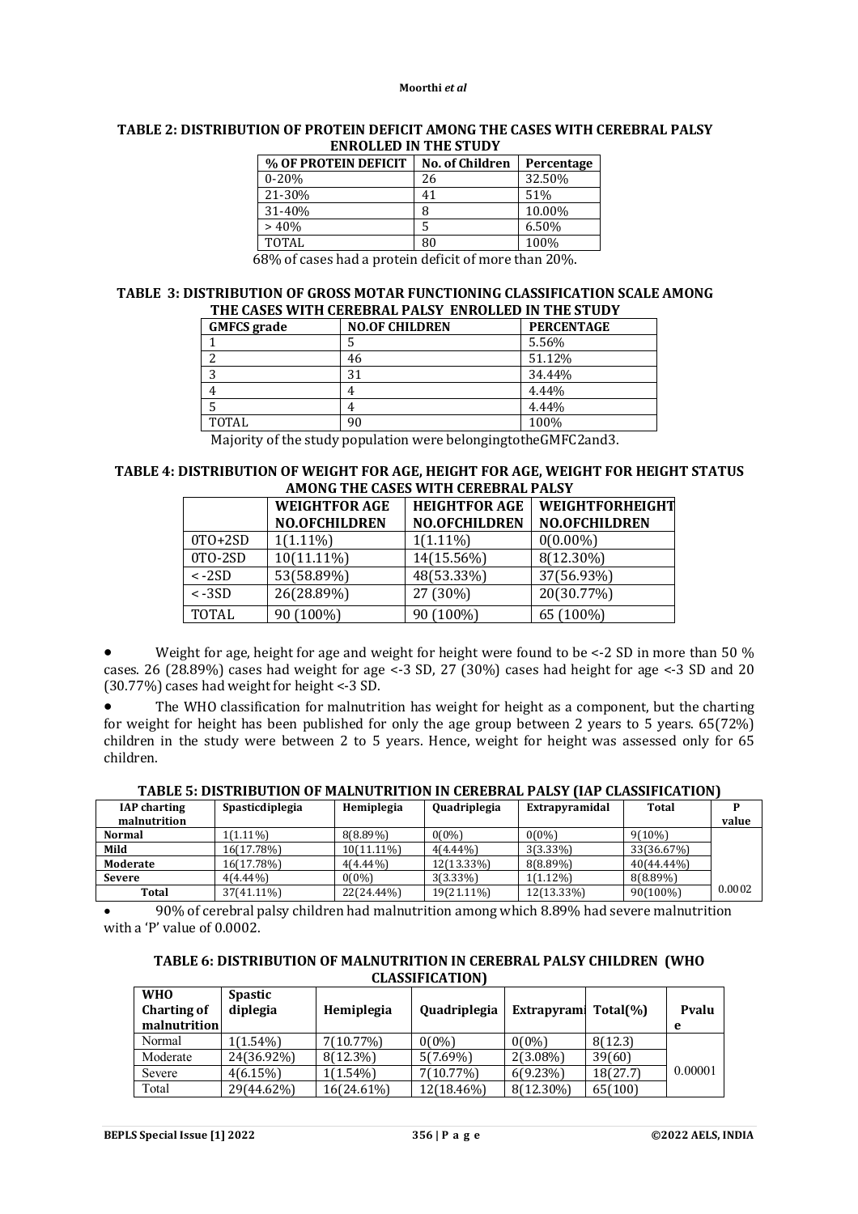**TABLE 2: DISTRIBUTION OF PROTEIN DEFICIT AMONG THE CASES WITH CEREBRAL PALSY ENROLLED IN THE STUDY**

| % OF PROTEIN DEFICIT | No. of Children | Percentage |
|---|---|---|
| 0-20% | 26 | 32.50% |
| 21-30% | 41 | 51% |
| 31-40% | 8 | 10.00% |
| > 40% | 5 | 6.50% |
| TOTAL | 80 | 100% |

68% of cases had a protein deficit of more than 20%.

**TABLE 3: DISTRIBUTION OF GROSS MOTAR FUNCTIONING CLASSIFICATION SCALE AMONG THE CASES WITH CEREBRAL PALSY ENROLLED IN THE STUDY**

| GMFCS grade | NO.OF CHILDREN | PERCENTAGE |
|---|---|---|
| 1 | 5 | 5.56% |
| 2 | 46 | 51.12% |
| 3 | 31 | 34.44% |
| 4 | 4 | 4.44% |
| 5 | 4 | 4.44% |
| TOTAL | 90 | 100% |

Majority of the study population were belongingtotheGMFC2and3.

**TABLE 4: DISTRIBUTION OF WEIGHT FOR AGE, HEIGHT FOR AGE, WEIGHT FOR HEIGHT STATUS AMONG THE CASES WITH CEREBRAL PALSY**

| | WEIGHTFOR AGE NO.OFCHILDREN | HEIGHTFOR AGE NO.OFCHILDREN | WEIGHTFORHEIGHT NO.OFCHILDREN |
|---|---|---|---|
| 0TO+2SD | 1(1.11%) | 1(1.11%) | 0(0.00%) |
| 0TO-2SD | 10(11.11%) | 14(15.56%) | 8(12.30%) |
| < -2SD | 53(58.89%) | 48(53.33%) | 37(56.93%) |
| < -3SD | 26(28.89%) | 27 (30%) | 20(30.77%) |
| TOTAL | 90 (100%) | 90 (100%) | 65 (100%) |

- Weight for age, height for age and weight for height were found to be <-2 SD in more than 50 % cases. 26 (28.89%) cases had weight for age <-3 SD, 27 (30%) cases had height for age <-3 SD and 20 (30.77%) cases had weight for height <-3 SD.
- The WHO classification for malnutrition has weight for height as a component, but the charting for weight for height has been published for only the age group between 2 years to 5 years. 65(72%) children in the study were between 2 to 5 years. Hence, weight for height was assessed only for 65 children.

**TABLE 5: DISTRIBUTION OF MALNUTRITION IN CEREBRAL PALSY (IAP CLASSIFICATION)**

| IAP charting malnutrition | Spasticdiplegia | Hemiplegia | Quadriplegia | Extrapyramidal | Total | P value |
|---|---|---|---|---|---|---|
| Normal | 1(1.11%) | 8(8.89%) | 0(0%) | 0(0%) | 9(10%) | |
| Mild | 16(17.78%) | 10(11.11%) | 4(4.44%) | 3(3.33%) | 33(36.67%) | |
| Moderate | 16(17.78%) | 4(4.44%) | 12(13.33%) | 8(8.89%) | 40(44.44%) | |
| Severe | 4(4.44%) | 0(0%) | 3(3.33%) | 1(1.12%) | 8(8.89%) | |
| Total | 37(41.11%) | 22(24.44%) | 19(21.11%) | 12(13.33%) | 90(100%) | 0.0002 |

- 90% of cerebral palsy children had malnutrition among which 8.89% had severe malnutrition with a 'P' value of 0.0002.

**TABLE 6: DISTRIBUTION OF MALNUTRITION IN CEREBRAL PALSY CHILDREN (WHO CLASSIFICATION)**

| WHO Charting of malnutrition | Spastic diplegia | Hemiplegia | Quadriplegia | Extrapyrami | Total(%) | Pvalue |
|---|---|---|---|---|---|---|
| Normal | 1(1.54%) | 7(10.77%) | 0(0%) | 0(0%) | 8(12.3) | |
| Moderate | 24(36.92%) | 8(12.3%) | 5(7.69%) | 2(3.08%) | 39(60) | |
| Severe | 4(6.15%) | 1(1.54%) | 7(10.77%) | 6(9.23%) | 18(27.7) | 0.00001 |
| Total | 29(44.62%) | 16(24.61%) | 12(18.46%) | 8(12.30%) | 65(100) | |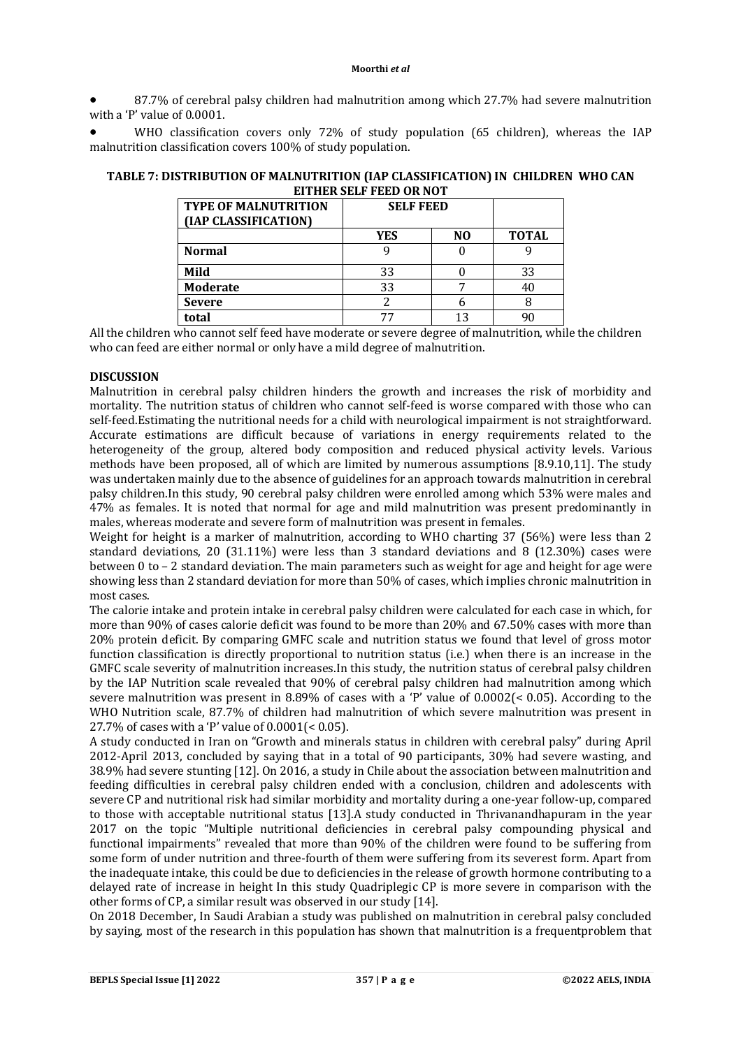- 87.7% of cerebral palsy children had malnutrition among which 27.7% had severe malnutrition with a 'P' value of 0.0001.
- WHO classification covers only 72% of study population (65 children), whereas the IAP malnutrition classification covers 100% of study population.

**TABLE 7: DISTRIBUTION OF MALNUTRITION (IAP CLASSIFICATION) IN CHILDREN WHO CAN EITHER SELF FEED OR NOT**

| TYPE OF MALNUTRITION (IAP CLASSIFICATION) | SELF FEED | | |
|---|---|---|---|
| | YES | NO | TOTAL |
| **Normal** | 9 | 0 | 9 |
| **Mild** | 33 | 0 | 33 |
| **Moderate** | 33 | 7 | 40 |
| **Severe** | 2 | 6 | 8 |
| **total** | 77 | 13 | 90 |

All the children who cannot self feed have moderate or severe degree of malnutrition, while the children who can feed are either normal or only have a mild degree of malnutrition.

## DISCUSSION

Malnutrition in cerebral palsy children hinders the growth and increases the risk of morbidity and mortality. The nutrition status of children who cannot self-feed is worse compared with those who can self-feed.Estimating the nutritional needs for a child with neurological impairment is not straightforward. Accurate estimations are difficult because of variations in energy requirements related to the heterogeneity of the group, altered body composition and reduced physical activity levels. Various methods have been proposed, all of which are limited by numerous assumptions [8.9.10,11]. The study was undertaken mainly due to the absence of guidelines for an approach towards malnutrition in cerebral palsy children.In this study, 90 cerebral palsy children were enrolled among which 53% were males and 47% as females. It is noted that normal for age and mild malnutrition was present predominantly in males, whereas moderate and severe form of malnutrition was present in females.

Weight for height is a marker of malnutrition, according to WHO charting 37 (56%) were less than 2 standard deviations, 20 (31.11%) were less than 3 standard deviations and 8 (12.30%) cases were between 0 to – 2 standard deviation. The main parameters such as weight for age and height for age were showing less than 2 standard deviation for more than 50% of cases, which implies chronic malnutrition in most cases.

The calorie intake and protein intake in cerebral palsy children were calculated for each case in which, for more than 90% of cases calorie deficit was found to be more than 20% and 67.50% cases with more than 20% protein deficit. By comparing GMFC scale and nutrition status we found that level of gross motor function classification is directly proportional to nutrition status (i.e.) when there is an increase in the GMFC scale severity of malnutrition increases.In this study, the nutrition status of cerebral palsy children by the IAP Nutrition scale revealed that 90% of cerebral palsy children had malnutrition among which severe malnutrition was present in 8.89% of cases with a 'P' value of 0.0002(< 0.05). According to the WHO Nutrition scale, 87.7% of children had malnutrition of which severe malnutrition was present in 27.7% of cases with a 'P' value of 0.0001(< 0.05).

A study conducted in Iran on "Growth and minerals status in children with cerebral palsy" during April 2012-April 2013, concluded by saying that in a total of 90 participants, 30% had severe wasting, and 38.9% had severe stunting [12]. On 2016, a study in Chile about the association between malnutrition and feeding difficulties in cerebral palsy children ended with a conclusion, children and adolescents with severe CP and nutritional risk had similar morbidity and mortality during a one-year follow-up, compared to those with acceptable nutritional status [13].A study conducted in Thrivanandhapuram in the year 2017 on the topic "Multiple nutritional deficiencies in cerebral palsy compounding physical and functional impairments" revealed that more than 90% of the children were found to be suffering from some form of under nutrition and three-fourth of them were suffering from its severest form. Apart from the inadequate intake, this could be due to deficiencies in the release of growth hormone contributing to a delayed rate of increase in height In this study Quadriplegic CP is more severe in comparison with the other forms of CP, a similar result was observed in our study [14].

On 2018 December, In Saudi Arabian a study was published on malnutrition in cerebral palsy concluded by saying, most of the research in this population has shown that malnutrition is a frequentproblem that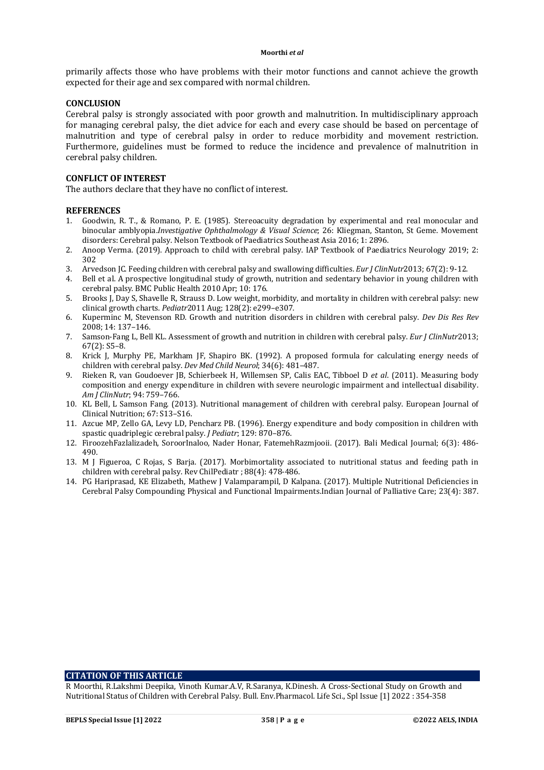primarily affects those who have problems with their motor functions and cannot achieve the growth expected for their age and sex compared with normal children.

## CONCLUSION

Cerebral palsy is strongly associated with poor growth and malnutrition. In multidisciplinary approach for managing cerebral palsy, the diet advice for each and every case should be based on percentage of malnutrition and type of cerebral palsy in order to reduce morbidity and movement restriction. Furthermore, guidelines must be formed to reduce the incidence and prevalence of malnutrition in cerebral palsy children.

## CONFLICT OF INTEREST

The authors declare that they have no conflict of interest.

## REFERENCES

1. Goodwin, R. T., & Romano, P. E. (1985). Stereoacuity degradation by experimental and real monocular and binocular amblyopia.*Investigative Ophthalmology & Visual Science*; 26: Kliegman, Stanton, St Geme. Movement disorders: Cerebral palsy. Nelson Textbook of Paediatrics Southeast Asia 2016; 1: 2896.
2. Anoop Verma. (2019). Approach to child with cerebral palsy. IAP Textbook of Paediatrics Neurology 2019; 2: 302
3. Arvedson JC. Feeding children with cerebral palsy and swallowing difficulties. *Eur J ClinNutr*2013; 67(2): 9-12.
4. Bell et al. A prospective longitudinal study of growth, nutrition and sedentary behavior in young children with cerebral palsy. BMC Public Health 2010 Apr; 10: 176.
5. Brooks J, Day S, Shavelle R, Strauss D. Low weight, morbidity, and mortality in children with cerebral palsy: new clinical growth charts. *Pediatr*2011 Aug; 128(2): e299–e307.
6. Kuperminc M, Stevenson RD. Growth and nutrition disorders in children with cerebral palsy. *Dev Dis Res Rev* 2008; 14: 137–146.
7. Samson-Fang L, Bell KL. Assessment of growth and nutrition in children with cerebral palsy. *Eur J ClinNutr*2013; 67(2): S5–8.
8. Krick J, Murphy PE, Markham JF, Shapiro BK. (1992). A proposed formula for calculating energy needs of children with cerebral palsy. *Dev Med Child Neurol*; 34(6): 481–487.
9. Rieken R, van Goudoever JB, Schierbeek H, Willemsen SP, Calis EAC, Tibboel D *et al*. (2011). Measuring body composition and energy expenditure in children with severe neurologic impairment and intellectual disability. *Am J ClinNutr*; 94: 759–766.
10. KL Bell, L Samson Fang. (2013). Nutritional management of children with cerebral palsy. European Journal of Clinical Nutrition; 67: S13–S16.
11. Azcue MP, Zello GA, Levy LD, Pencharz PB. (1996). Energy expenditure and body composition in children with spastic quadriplegic cerebral palsy. *J Pediatr*; 129: 870–876.
12. FiroozehFazlalizadeh, SoroorInaloo, Nader Honar, FatemehRazmjooii. (2017). Bali Medical Journal; 6(3): 486-490.
13. M J Figueroa, C Rojas, S Barja. (2017). Morbimortality associated to nutritional status and feeding path in children with cerebral palsy. Rev ChilPediatr ; 88(4): 478-486.
14. PG Hariprasad, KE Elizabeth, Mathew J Valamparampil, D Kalpana. (2017). Multiple Nutritional Deficiencies in Cerebral Palsy Compounding Physical and Functional Impairments.Indian Journal of Palliative Care; 23(4): 387.

## CITATION OF THIS ARTICLE

R Moorthi, R.Lakshmi Deepika, Vinoth Kumar.A.V, R.Saranya, K.Dinesh. A Cross-Sectional Study on Growth and Nutritional Status of Children with Cerebral Palsy. Bull. Env.Pharmacol. Life Sci., Spl Issue [1] 2022 : 354-358